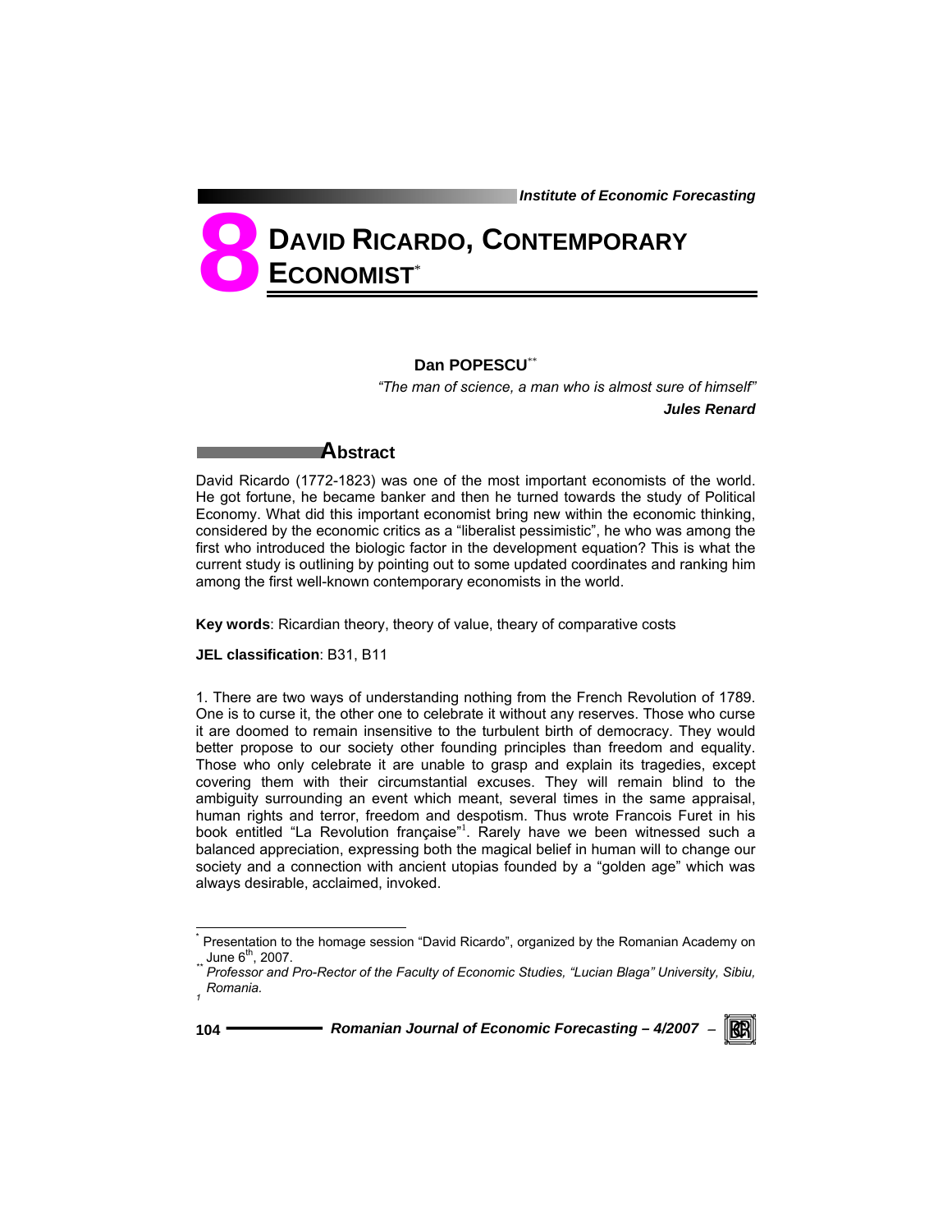# 8 DAVID RICARDO, CONTEMPORARY ECONOMIST[*]

**Dan POPESCU**[**]

*"The man of science, a man who is almost sure of himself"*

***Jules Renard***

## Abstract

David Ricardo (1772-1823) was one of the most important economists of the world. He got fortune, he became banker and then he turned towards the study of Political Economy. What did this important economist bring new within the economic thinking, considered by the economic critics as a "liberalist pessimistic", he who was among the first who introduced the biologic factor in the development equation? This is what the current study is outlining by pointing out to some updated coordinates and ranking him among the first well-known contemporary economists in the world.

**Key words**: Ricardian theory, theory of value, theary of comparative costs

**JEL classification**: B31, B11

1. There are two ways of understanding nothing from the French Revolution of 1789. One is to curse it, the other one to celebrate it without any reserves. Those who curse it are doomed to remain insensitive to the turbulent birth of democracy. They would better propose to our society other founding principles than freedom and equality. Those who only celebrate it are unable to grasp and explain its tragedies, except covering them with their circumstantial excuses. They will remain blind to the ambiguity surrounding an event which meant, several times in the same appraisal, human rights and terror, freedom and despotism. Thus wrote Francois Furet in his book entitled "La Revolution française"[1]. Rarely have we been witnessed such a balanced appreciation, expressing both the magical belief in human will to change our society and a connection with ancient utopias founded by a "golden age" which was always desirable, acclaimed, invoked.

---

[*] Presentation to the homage session "David Ricardo", organized by the Romanian Academy on June 6[th], 2007.

[**] *Professor and Pro-Rector of the Faculty of Economic Studies, "Lucian Blaga" University, Sibiu, Romania.*

[1]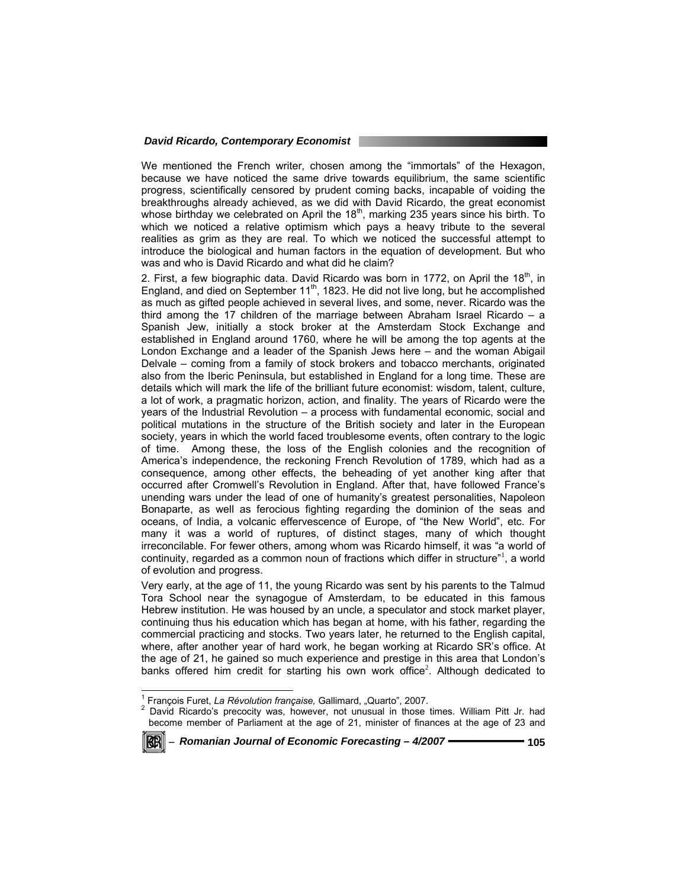We mentioned the French writer, chosen among the "immortals" of the Hexagon, because we have noticed the same drive towards equilibrium, the same scientific progress, scientifically censored by prudent coming backs, incapable of voiding the breakthroughs already achieved, as we did with David Ricardo, the great economist whose birthday we celebrated on April the 18$^{th}$, marking 235 years since his birth. To which we noticed a relative optimism which pays a heavy tribute to the several realities as grim as they are real. To which we noticed the successful attempt to introduce the biological and human factors in the equation of development. But who was and who is David Ricardo and what did he claim?

2. First, a few biographic data. David Ricardo was born in 1772, on April the 18$^{th}$, in England, and died on September 11$^{th}$, 1823. He did not live long, but he accomplished as much as gifted people achieved in several lives, and some, never. Ricardo was the third among the 17 children of the marriage between Abraham Israel Ricardo – a Spanish Jew, initially a stock broker at the Amsterdam Stock Exchange and established in England around 1760, where he will be among the top agents at the London Exchange and a leader of the Spanish Jews here – and the woman Abigail Delvale – coming from a family of stock brokers and tobacco merchants, originated also from the Iberic Peninsula, but established in England for a long time. These are details which will mark the life of the brilliant future economist: wisdom, talent, culture, a lot of work, a pragmatic horizon, action, and finality. The years of Ricardo were the years of the Industrial Revolution – a process with fundamental economic, social and political mutations in the structure of the British society and later in the European society, years in which the world faced troublesome events, often contrary to the logic of time. Among these, the loss of the English colonies and the recognition of America's independence, the reckoning French Revolution of 1789, which had as a consequence, among other effects, the beheading of yet another king after that occurred after Cromwell's Revolution in England. After that, have followed France's unending wars under the lead of one of humanity's greatest personalities, Napoleon Bonaparte, as well as ferocious fighting regarding the dominion of the seas and oceans, of India, a volcanic effervescence of Europe, of "the New World", etc. For many it was a world of ruptures, of distinct stages, many of which thought irreconcilable. For fewer others, among whom was Ricardo himself, it was "a world of continuity, regarded as a common noun of fractions which differ in structure"[1], a world of evolution and progress.

Very early, at the age of 11, the young Ricardo was sent by his parents to the Talmud Tora School near the synagogue of Amsterdam, to be educated in this famous Hebrew institution. He was housed by an uncle, a speculator and stock market player, continuing thus his education which has began at home, with his father, regarding the commercial practicing and stocks. Two years later, he returned to the English capital, where, after another year of hard work, he began working at Ricardo SR's office. At the age of 21, he gained so much experience and prestige in this area that London's banks offered him credit for starting his own work office[2]. Although dedicated to

[1] François Furet, *La Révolution française,* Gallimard, „Quarto", 2007.

[2] David Ricardo's precocity was, however, not unusual in those times. William Pitt Jr. had become member of Parliament at the age of 21, minister of finances at the age of 23 and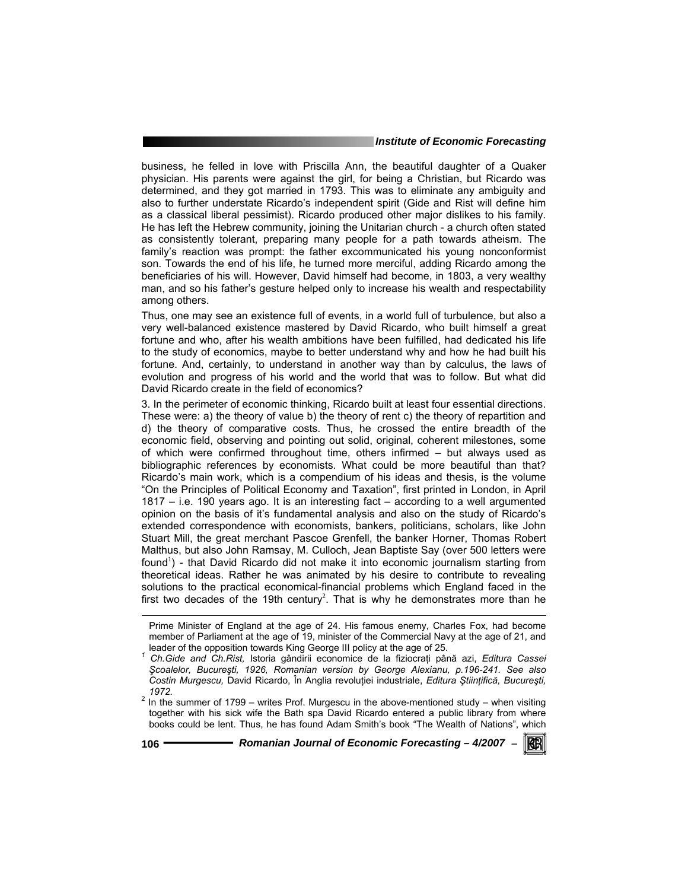business, he felled in love with Priscilla Ann, the beautiful daughter of a Quaker physician. His parents were against the girl, for being a Christian, but Ricardo was determined, and they got married in 1793. This was to eliminate any ambiguity and also to further understate Ricardo's independent spirit (Gide and Rist will define him as a classical liberal pessimist). Ricardo produced other major dislikes to his family. He has left the Hebrew community, joining the Unitarian church - a church often stated as consistently tolerant, preparing many people for a path towards atheism. The family's reaction was prompt: the father excommunicated his young nonconformist son. Towards the end of his life, he turned more merciful, adding Ricardo among the beneficiaries of his will. However, David himself had become, in 1803, a very wealthy man, and so his father's gesture helped only to increase his wealth and respectability among others.

Thus, one may see an existence full of events, in a world full of turbulence, but also a very well-balanced existence mastered by David Ricardo, who built himself a great fortune and who, after his wealth ambitions have been fulfilled, had dedicated his life to the study of economics, maybe to better understand why and how he had built his fortune. And, certainly, to understand in another way than by calculus, the laws of evolution and progress of his world and the world that was to follow. But what did David Ricardo create in the field of economics?

3. In the perimeter of economic thinking, Ricardo built at least four essential directions. These were: a) the theory of value b) the theory of rent c) the theory of repartition and d) the theory of comparative costs. Thus, he crossed the entire breadth of the economic field, observing and pointing out solid, original, coherent milestones, some of which were confirmed throughout time, others infirmed – but always used as bibliographic references by economists. What could be more beautiful than that? Ricardo's main work, which is a compendium of his ideas and thesis, is the volume "On the Principles of Political Economy and Taxation", first printed in London, in April 1817 – i.e. 190 years ago. It is an interesting fact – according to a well argumented opinion on the basis of it's fundamental analysis and also on the study of Ricardo's extended correspondence with economists, bankers, politicians, scholars, like John Stuart Mill, the great merchant Pascoe Grenfell, the banker Horner, Thomas Robert Malthus, but also John Ramsay, M. Culloch, Jean Baptiste Say (over 500 letters were found[1]) - that David Ricardo did not make it into economic journalism starting from theoretical ideas. Rather he was animated by his desire to contribute to revealing solutions to the practical economical-financial problems which England faced in the first two decades of the 19th century[2]. That is why he demonstrates more than he

---

Prime Minister of England at the age of 24. His famous enemy, Charles Fox, had become member of Parliament at the age of 19, minister of the Commercial Navy at the age of 21, and leader of the opposition towards King George III policy at the age of 25.

[1] *Ch.Gide and Ch.Rist,* Istoria gândirii economice de la fiziocrați până azi, *Editura Cassei Şcoalelor, Bucureşti, 1926, Romanian version by George Alexianu, p.196-241. See also Costin Murgescu,* David Ricardo, În Anglia revoluției industriale, *Editura Ştiințifică, Bucureşti, 1972.*

[2] In the summer of 1799 – writes Prof. Murgescu in the above-mentioned study – when visiting together with his sick wife the Bath spa David Ricardo entered a public library from where books could be lent. Thus, he has found Adam Smith's book "The Wealth of Nations", which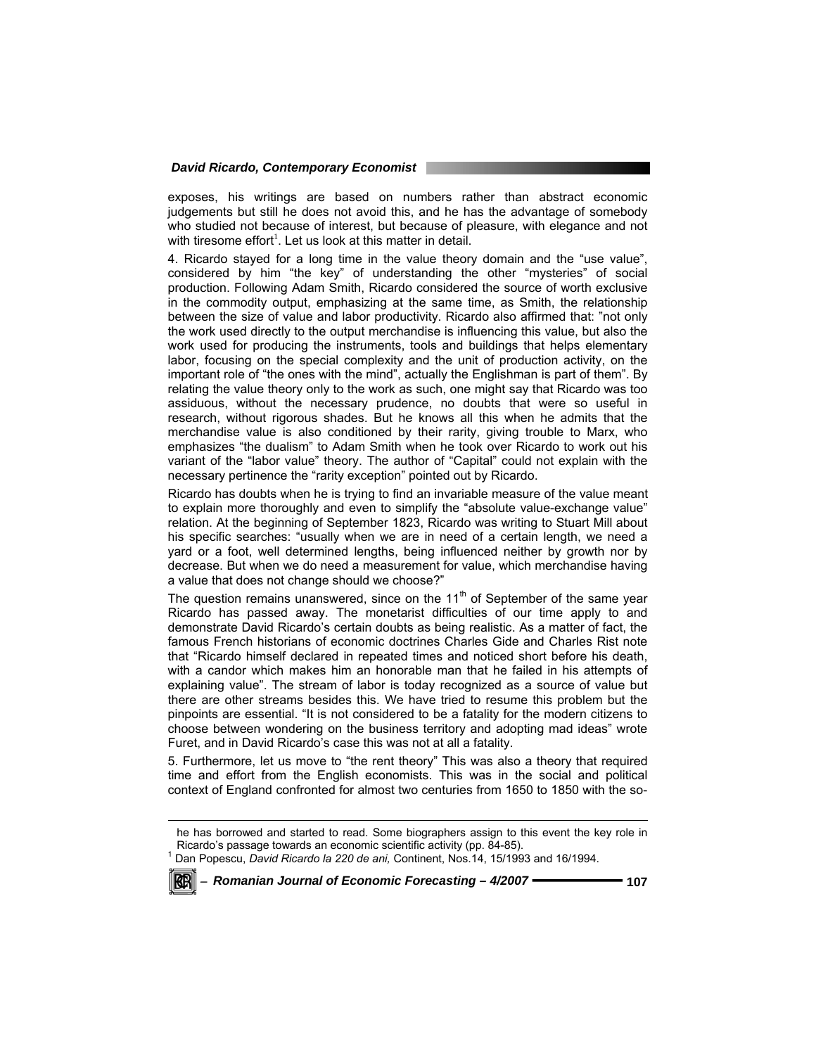exposes, his writings are based on numbers rather than abstract economic judgements but still he does not avoid this, and he has the advantage of somebody who studied not because of interest, but because of pleasure, with elegance and not with tiresome effort[1]. Let us look at this matter in detail.

4. Ricardo stayed for a long time in the value theory domain and the "use value", considered by him "the key" of understanding the other "mysteries" of social production. Following Adam Smith, Ricardo considered the source of worth exclusive in the commodity output, emphasizing at the same time, as Smith, the relationship between the size of value and labor productivity. Ricardo also affirmed that: "not only the work used directly to the output merchandise is influencing this value, but also the work used for producing the instruments, tools and buildings that helps elementary labor, focusing on the special complexity and the unit of production activity, on the important role of "the ones with the mind", actually the Englishman is part of them". By relating the value theory only to the work as such, one might say that Ricardo was too assiduous, without the necessary prudence, no doubts that were so useful in research, without rigorous shades. But he knows all this when he admits that the merchandise value is also conditioned by their rarity, giving trouble to Marx, who emphasizes "the dualism" to Adam Smith when he took over Ricardo to work out his variant of the "labor value" theory. The author of "Capital" could not explain with the necessary pertinence the "rarity exception" pointed out by Ricardo.

Ricardo has doubts when he is trying to find an invariable measure of the value meant to explain more thoroughly and even to simplify the "absolute value-exchange value" relation. At the beginning of September 1823, Ricardo was writing to Stuart Mill about his specific searches: "usually when we are in need of a certain length, we need a yard or a foot, well determined lengths, being influenced neither by growth nor by decrease. But when we do need a measurement for value, which merchandise having a value that does not change should we choose?"

The question remains unanswered, since on the 11th of September of the same year Ricardo has passed away. The monetarist difficulties of our time apply to and demonstrate David Ricardo's certain doubts as being realistic. As a matter of fact, the famous French historians of economic doctrines Charles Gide and Charles Rist note that "Ricardo himself declared in repeated times and noticed short before his death, with a candor which makes him an honorable man that he failed in his attempts of explaining value". The stream of labor is today recognized as a source of value but there are other streams besides this. We have tried to resume this problem but the pinpoints are essential. "It is not considered to be a fatality for the modern citizens to choose between wondering on the business territory and adopting mad ideas" wrote Furet, and in David Ricardo's case this was not at all a fatality.

5. Furthermore, let us move to "the rent theory" This was also a theory that required time and effort from the English economists. This was in the social and political context of England confronted for almost two centuries from 1650 to 1850 with the so-

---

he has borrowed and started to read. Some biographers assign to this event the key role in Ricardo's passage towards an economic scientific activity (pp. 84-85).

[1] Dan Popescu, *David Ricardo la 220 de ani,* Continent, Nos.14, 15/1993 and 16/1994.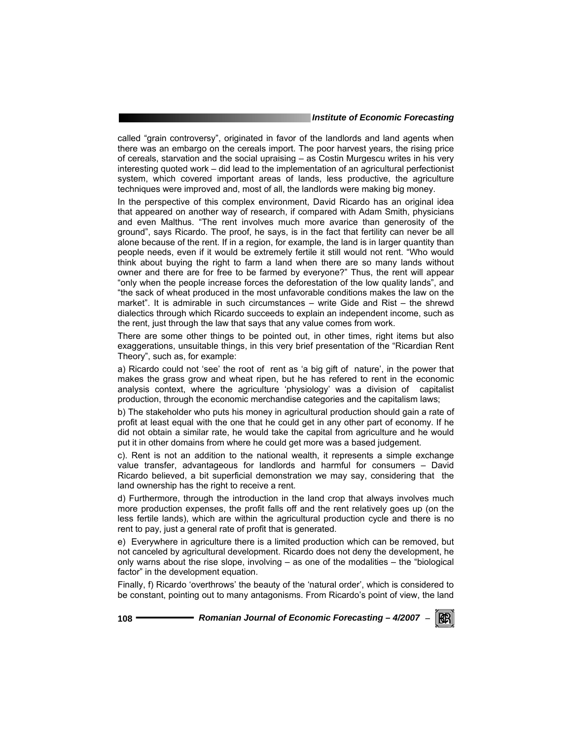called "grain controversy", originated in favor of the landlords and land agents when there was an embargo on the cereals import. The poor harvest years, the rising price of cereals, starvation and the social upraising – as Costin Murgescu writes in his very interesting quoted work – did lead to the implementation of an agricultural perfectionist system, which covered important areas of lands, less productive, the agriculture techniques were improved and, most of all, the landlords were making big money.

In the perspective of this complex environment, David Ricardo has an original idea that appeared on another way of research, if compared with Adam Smith, physicians and even Malthus. "The rent involves much more avarice than generosity of the ground", says Ricardo. The proof, he says, is in the fact that fertility can never be all alone because of the rent. If in a region, for example, the land is in larger quantity than people needs, even if it would be extremely fertile it still would not rent. "Who would think about buying the right to farm a land when there are so many lands without owner and there are for free to be farmed by everyone?" Thus, the rent will appear "only when the people increase forces the deforestation of the low quality lands", and "the sack of wheat produced in the most unfavorable conditions makes the law on the market". It is admirable in such circumstances – write Gide and Rist – the shrewd dialectics through which Ricardo succeeds to explain an independent income, such as the rent, just through the law that says that any value comes from work.

There are some other things to be pointed out, in other times, right items but also exaggerations, unsuitable things, in this very brief presentation of the "Ricardian Rent Theory", such as, for example:

a) Ricardo could not 'see' the root of rent as 'a big gift of nature', in the power that makes the grass grow and wheat ripen, but he has refered to rent in the economic analysis context, where the agriculture 'physiology' was a division of capitalist production, through the economic merchandise categories and the capitalism laws;

b) The stakeholder who puts his money in agricultural production should gain a rate of profit at least equal with the one that he could get in any other part of economy. If he did not obtain a similar rate, he would take the capital from agriculture and he would put it in other domains from where he could get more was a based judgement.

c). Rent is not an addition to the national wealth, it represents a simple exchange value transfer, advantageous for landlords and harmful for consumers – David Ricardo believed, a bit superficial demonstration we may say, considering that the land ownership has the right to receive a rent.

d) Furthermore, through the introduction in the land crop that always involves much more production expenses, the profit falls off and the rent relatively goes up (on the less fertile lands), which are within the agricultural production cycle and there is no rent to pay, just a general rate of profit that is generated.

e) Everywhere in agriculture there is a limited production which can be removed, but not canceled by agricultural development. Ricardo does not deny the development, he only warns about the rise slope, involving – as one of the modalities – the "biological factor" in the development equation.

Finally, f) Ricardo 'overthrows' the beauty of the 'natural order', which is considered to be constant, pointing out to many antagonisms. From Ricardo's point of view, the land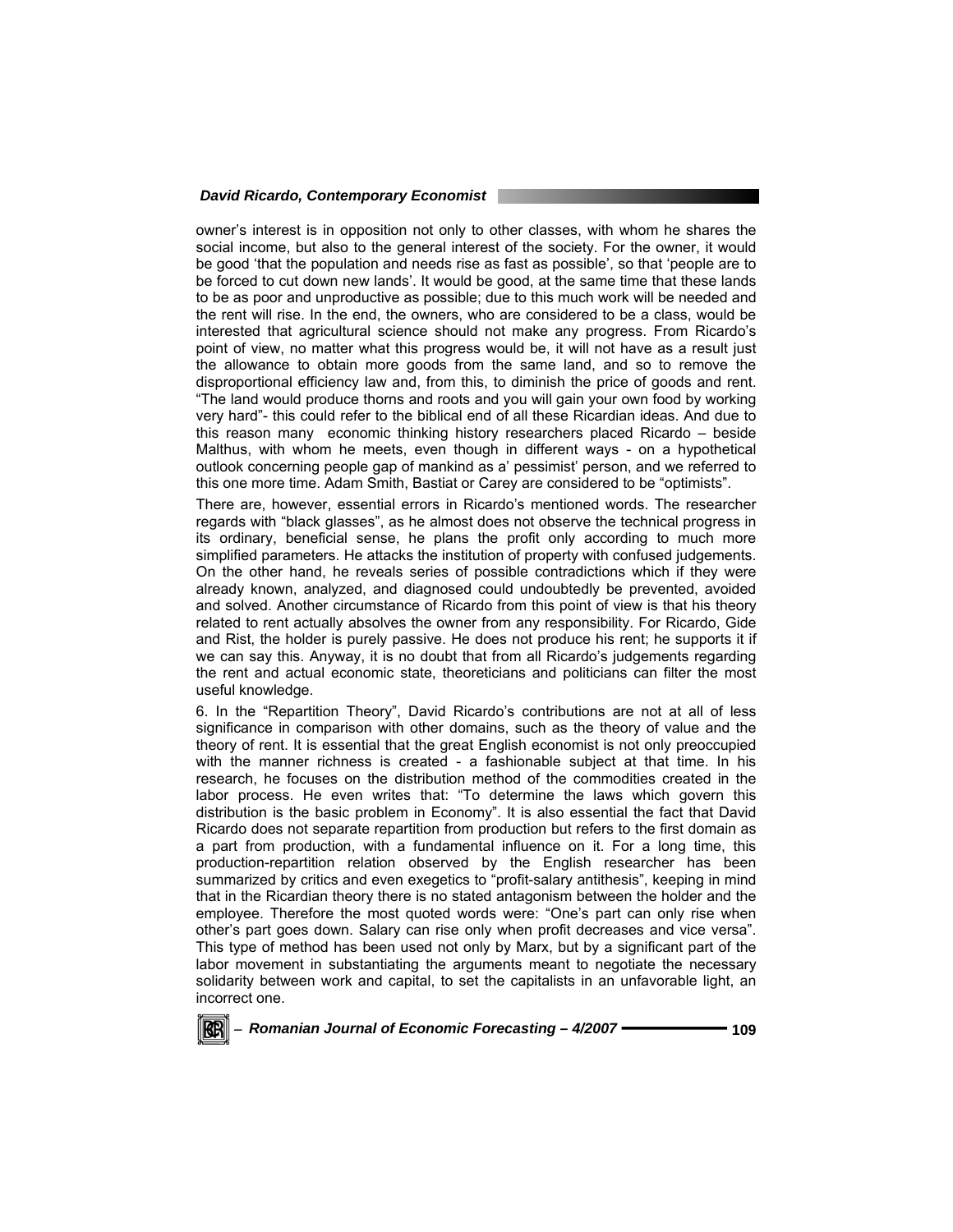owner's interest is in opposition not only to other classes, with whom he shares the social income, but also to the general interest of the society. For the owner, it would be good 'that the population and needs rise as fast as possible', so that 'people are to be forced to cut down new lands'. It would be good, at the same time that these lands to be as poor and unproductive as possible; due to this much work will be needed and the rent will rise. In the end, the owners, who are considered to be a class, would be interested that agricultural science should not make any progress. From Ricardo's point of view, no matter what this progress would be, it will not have as a result just the allowance to obtain more goods from the same land, and so to remove the disproportional efficiency law and, from this, to diminish the price of goods and rent. "The land would produce thorns and roots and you will gain your own food by working very hard"- this could refer to the biblical end of all these Ricardian ideas. And due to this reason many economic thinking history researchers placed Ricardo – beside Malthus, with whom he meets, even though in different ways - on a hypothetical outlook concerning people gap of mankind as a' pessimist' person, and we referred to this one more time. Adam Smith, Bastiat or Carey are considered to be "optimists".

There are, however, essential errors in Ricardo's mentioned words. The researcher regards with "black glasses", as he almost does not observe the technical progress in its ordinary, beneficial sense, he plans the profit only according to much more simplified parameters. He attacks the institution of property with confused judgements. On the other hand, he reveals series of possible contradictions which if they were already known, analyzed, and diagnosed could undoubtedly be prevented, avoided and solved. Another circumstance of Ricardo from this point of view is that his theory related to rent actually absolves the owner from any responsibility. For Ricardo, Gide and Rist, the holder is purely passive. He does not produce his rent; he supports it if we can say this. Anyway, it is no doubt that from all Ricardo's judgements regarding the rent and actual economic state, theoreticians and politicians can filter the most useful knowledge.

6. In the "Repartition Theory", David Ricardo's contributions are not at all of less significance in comparison with other domains, such as the theory of value and the theory of rent. It is essential that the great English economist is not only preoccupied with the manner richness is created - a fashionable subject at that time. In his research, he focuses on the distribution method of the commodities created in the labor process. He even writes that: "To determine the laws which govern this distribution is the basic problem in Economy". It is also essential the fact that David Ricardo does not separate repartition from production but refers to the first domain as a part from production, with a fundamental influence on it. For a long time, this production-repartition relation observed by the English researcher has been summarized by critics and even exegetics to "profit-salary antithesis", keeping in mind that in the Ricardian theory there is no stated antagonism between the holder and the employee. Therefore the most quoted words were: "One's part can only rise when other's part goes down. Salary can rise only when profit decreases and vice versa". This type of method has been used not only by Marx, but by a significant part of the labor movement in substantiating the arguments meant to negotiate the necessary solidarity between work and capital, to set the capitalists in an unfavorable light, an incorrect one.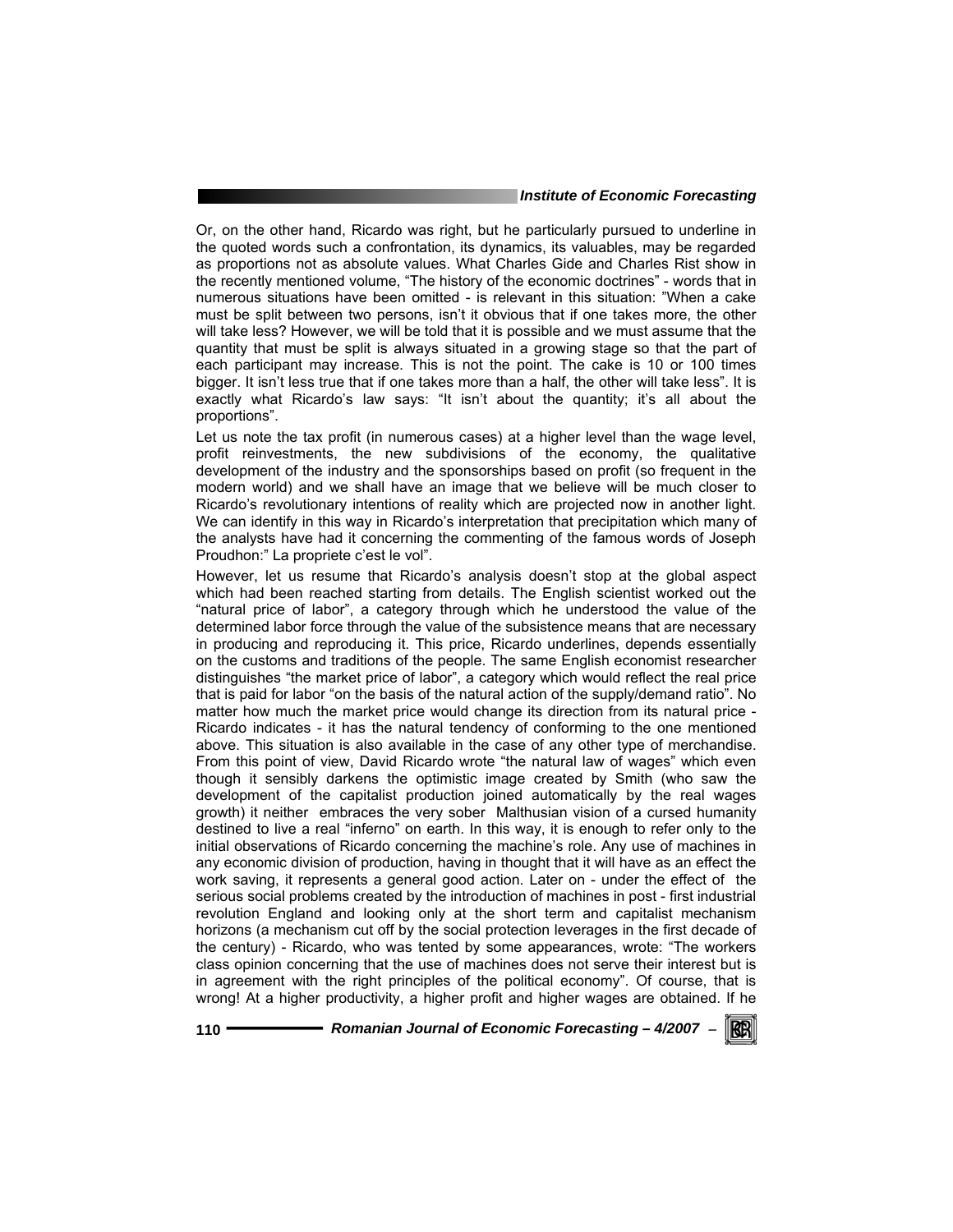Or, on the other hand, Ricardo was right, but he particularly pursued to underline in the quoted words such a confrontation, its dynamics, its valuables, may be regarded as proportions not as absolute values. What Charles Gide and Charles Rist show in the recently mentioned volume, "The history of the economic doctrines" - words that in numerous situations have been omitted - is relevant in this situation: "When a cake must be split between two persons, isn't it obvious that if one takes more, the other will take less? However, we will be told that it is possible and we must assume that the quantity that must be split is always situated in a growing stage so that the part of each participant may increase. This is not the point. The cake is 10 or 100 times bigger. It isn't less true that if one takes more than a half, the other will take less". It is exactly what Ricardo's law says: "It isn't about the quantity; it's all about the proportions".

Let us note the tax profit (in numerous cases) at a higher level than the wage level, profit reinvestments, the new subdivisions of the economy, the qualitative development of the industry and the sponsorships based on profit (so frequent in the modern world) and we shall have an image that we believe will be much closer to Ricardo's revolutionary intentions of reality which are projected now in another light. We can identify in this way in Ricardo's interpretation that precipitation which many of the analysts have had it concerning the commenting of the famous words of Joseph Proudhon:" La propriete c'est le vol".

However, let us resume that Ricardo's analysis doesn't stop at the global aspect which had been reached starting from details. The English scientist worked out the "natural price of labor", a category through which he understood the value of the determined labor force through the value of the subsistence means that are necessary in producing and reproducing it. This price, Ricardo underlines, depends essentially on the customs and traditions of the people. The same English economist researcher distinguishes "the market price of labor", a category which would reflect the real price that is paid for labor "on the basis of the natural action of the supply/demand ratio". No matter how much the market price would change its direction from its natural price - Ricardo indicates - it has the natural tendency of conforming to the one mentioned above. This situation is also available in the case of any other type of merchandise. From this point of view, David Ricardo wrote "the natural law of wages" which even though it sensibly darkens the optimistic image created by Smith (who saw the development of the capitalist production joined automatically by the real wages growth) it neither embraces the very sober Malthusian vision of a cursed humanity destined to live a real "inferno" on earth. In this way, it is enough to refer only to the initial observations of Ricardo concerning the machine's role. Any use of machines in any economic division of production, having in thought that it will have as an effect the work saving, it represents a general good action. Later on - under the effect of the serious social problems created by the introduction of machines in post - first industrial revolution England and looking only at the short term and capitalist mechanism horizons (a mechanism cut off by the social protection leverages in the first decade of the century) - Ricardo, who was tented by some appearances, wrote: "The workers class opinion concerning that the use of machines does not serve their interest but is in agreement with the right principles of the political economy". Of course, that is wrong! At a higher productivity, a higher profit and higher wages are obtained. If he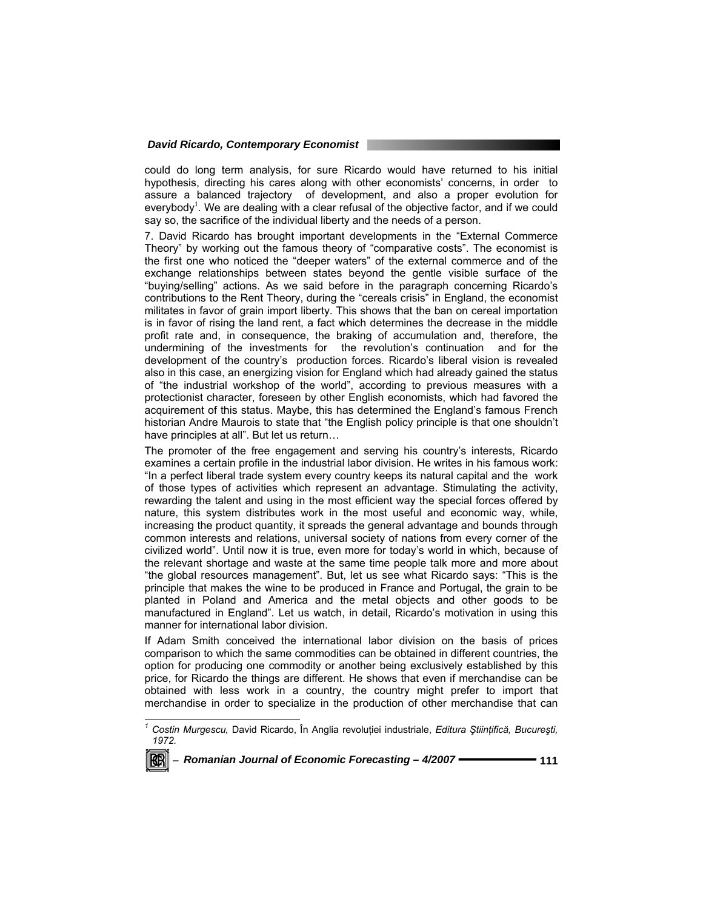could do long term analysis, for sure Ricardo would have returned to his initial hypothesis, directing his cares along with other economists' concerns, in order to assure a balanced trajectory of development, and also a proper evolution for everybody[1]. We are dealing with a clear refusal of the objective factor, and if we could say so, the sacrifice of the individual liberty and the needs of a person.

7. David Ricardo has brought important developments in the "External Commerce Theory" by working out the famous theory of "comparative costs". The economist is the first one who noticed the "deeper waters" of the external commerce and of the exchange relationships between states beyond the gentle visible surface of the "buying/selling" actions. As we said before in the paragraph concerning Ricardo's contributions to the Rent Theory, during the "cereals crisis" in England, the economist militates in favor of grain import liberty. This shows that the ban on cereal importation is in favor of rising the land rent, a fact which determines the decrease in the middle profit rate and, in consequence, the braking of accumulation and, therefore, the undermining of the investments for the revolution's continuation and for the development of the country's production forces. Ricardo's liberal vision is revealed also in this case, an energizing vision for England which had already gained the status of "the industrial workshop of the world", according to previous measures with a protectionist character, foreseen by other English economists, which had favored the acquirement of this status. Maybe, this has determined the England's famous French historian Andre Maurois to state that "the English policy principle is that one shouldn't have principles at all". But let us return…

The promoter of the free engagement and serving his country's interests, Ricardo examines a certain profile in the industrial labor division. He writes in his famous work: "In a perfect liberal trade system every country keeps its natural capital and the work of those types of activities which represent an advantage. Stimulating the activity, rewarding the talent and using in the most efficient way the special forces offered by nature, this system distributes work in the most useful and economic way, while, increasing the product quantity, it spreads the general advantage and bounds through common interests and relations, universal society of nations from every corner of the civilized world". Until now it is true, even more for today's world in which, because of the relevant shortage and waste at the same time people talk more and more about "the global resources management". But, let us see what Ricardo says: "This is the principle that makes the wine to be produced in France and Portugal, the grain to be planted in Poland and America and the metal objects and other goods to be manufactured in England". Let us watch, in detail, Ricardo's motivation in using this manner for international labor division.

If Adam Smith conceived the international labor division on the basis of prices comparison to which the same commodities can be obtained in different countries, the option for producing one commodity or another being exclusively established by this price, for Ricardo the things are different. He shows that even if merchandise can be obtained with less work in a country, the country might prefer to import that merchandise in order to specialize in the production of other merchandise that can

---

[1] *Costin Murgescu,* David Ricardo, În Anglia revoluției industriale, *Editura Științifică, București, 1972.*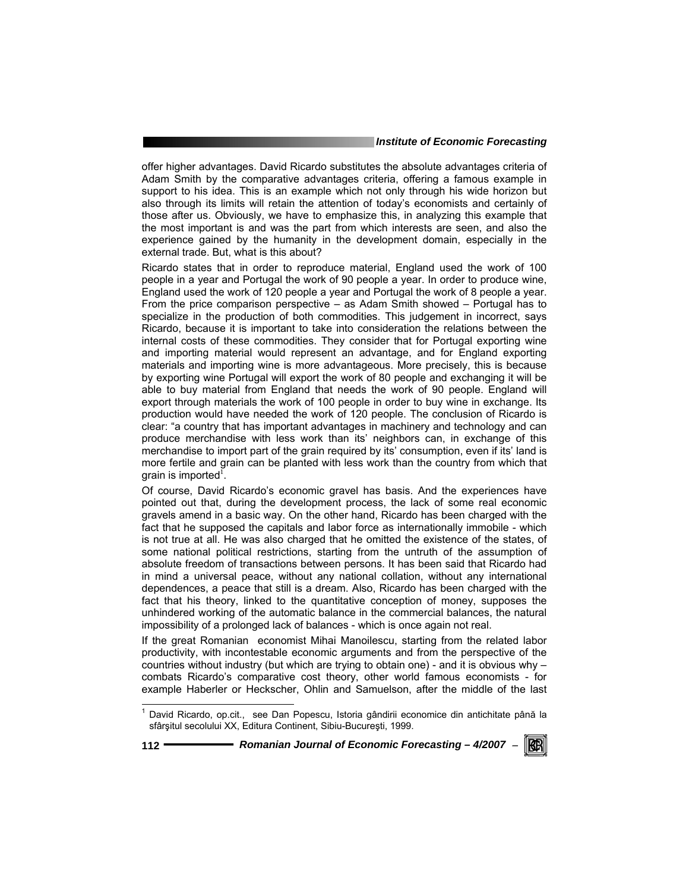offer higher advantages. David Ricardo substitutes the absolute advantages criteria of Adam Smith by the comparative advantages criteria, offering a famous example in support to his idea. This is an example which not only through his wide horizon but also through its limits will retain the attention of today's economists and certainly of those after us. Obviously, we have to emphasize this, in analyzing this example that the most important is and was the part from which interests are seen, and also the experience gained by the humanity in the development domain, especially in the external trade. But, what is this about?

Ricardo states that in order to reproduce material, England used the work of 100 people in a year and Portugal the work of 90 people a year. In order to produce wine, England used the work of 120 people a year and Portugal the work of 8 people a year. From the price comparison perspective – as Adam Smith showed – Portugal has to specialize in the production of both commodities. This judgement in incorrect, says Ricardo, because it is important to take into consideration the relations between the internal costs of these commodities. They consider that for Portugal exporting wine and importing material would represent an advantage, and for England exporting materials and importing wine is more advantageous. More precisely, this is because by exporting wine Portugal will export the work of 80 people and exchanging it will be able to buy material from England that needs the work of 90 people. England will export through materials the work of 100 people in order to buy wine in exchange. Its production would have needed the work of 120 people. The conclusion of Ricardo is clear: "a country that has important advantages in machinery and technology and can produce merchandise with less work than its' neighbors can, in exchange of this merchandise to import part of the grain required by its' consumption, even if its' land is more fertile and grain can be planted with less work than the country from which that grain is imported[1].

Of course, David Ricardo's economic gravel has basis. And the experiences have pointed out that, during the development process, the lack of some real economic gravels amend in a basic way. On the other hand, Ricardo has been charged with the fact that he supposed the capitals and labor force as internationally immobile - which is not true at all. He was also charged that he omitted the existence of the states, of some national political restrictions, starting from the untruth of the assumption of absolute freedom of transactions between persons. It has been said that Ricardo had in mind a universal peace, without any national collation, without any international dependences, a peace that still is a dream. Also, Ricardo has been charged with the fact that his theory, linked to the quantitative conception of money, supposes the unhindered working of the automatic balance in the commercial balances, the natural impossibility of a prolonged lack of balances - which is once again not real.

If the great Romanian economist Mihai Manoilescu, starting from the related labor productivity, with incontestable economic arguments and from the perspective of the countries without industry (but which are trying to obtain one) - and it is obvious why – combats Ricardo's comparative cost theory, other world famous economists - for example Haberler or Heckscher, Ohlin and Samuelson, after the middle of the last

---

[1] David Ricardo, op.cit., see Dan Popescu, Istoria gândirii economice din antichitate până la sfârşitul secolului XX, Editura Continent, Sibiu-Bucureşti, 1999.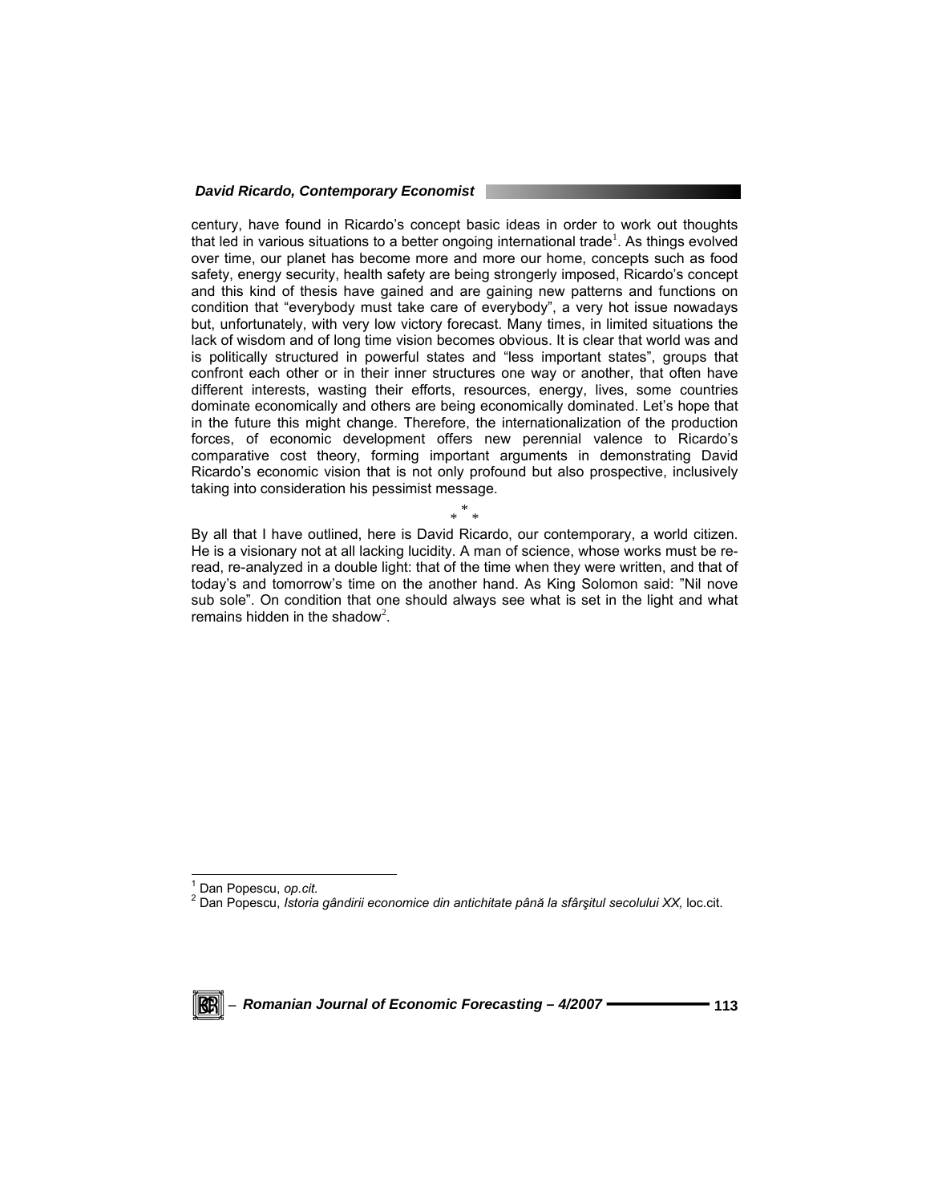century, have found in Ricardo's concept basic ideas in order to work out thoughts that led in various situations to a better ongoing international trade[1]. As things evolved over time, our planet has become more and more our home, concepts such as food safety, energy security, health safety are being strongerly imposed, Ricardo's concept and this kind of thesis have gained and are gaining new patterns and functions on condition that "everybody must take care of everybody", a very hot issue nowadays but, unfortunately, with very low victory forecast. Many times, in limited situations the lack of wisdom and of long time vision becomes obvious. It is clear that world was and is politically structured in powerful states and "less important states", groups that confront each other or in their inner structures one way or another, that often have different interests, wasting their efforts, resources, energy, lives, some countries dominate economically and others are being economically dominated. Let's hope that in the future this might change. Therefore, the internationalization of the production forces, of economic development offers new perennial valence to Ricardo's comparative cost theory, forming important arguments in demonstrating David Ricardo's economic vision that is not only profound but also prospective, inclusively taking into consideration his pessimist message.

\* \* \*

By all that I have outlined, here is David Ricardo, our contemporary, a world citizen. He is a visionary not at all lacking lucidity. A man of science, whose works must be re-read, re-analyzed in a double light: that of the time when they were written, and that of today's and tomorrow's time on the another hand. As King Solomon said: "Nil nove sub sole". On condition that one should always see what is set in the light and what remains hidden in the shadow[2].

---

[1] Dan Popescu, *op.cit.*

[2] Dan Popescu, *Istoria gândirii economice din antichitate până la sfârşitul secolului XX,* loc.cit.